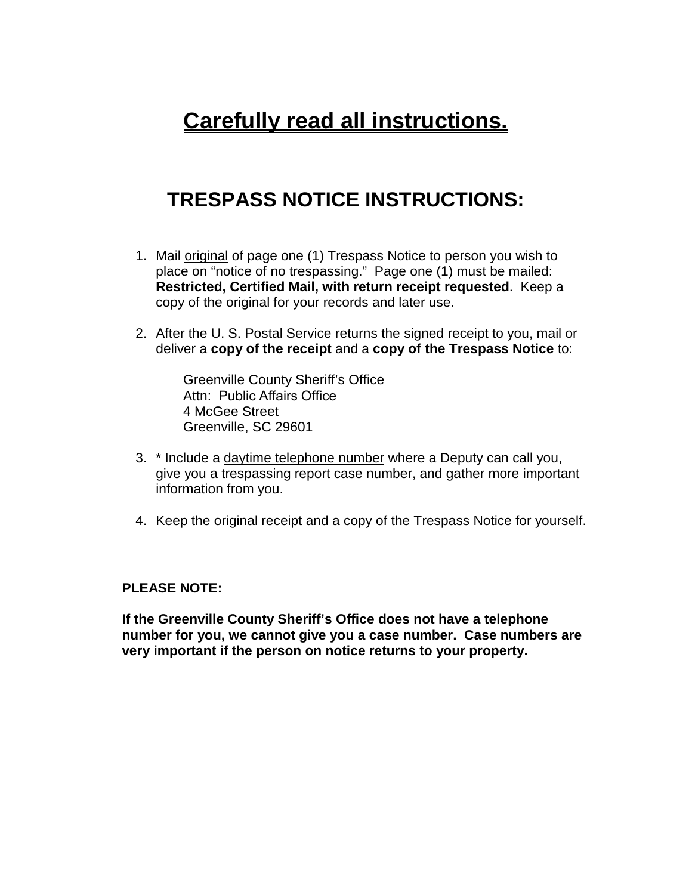# **<u>Carefully read all instructions.</u>**

## TRESPASS NOTICE INSTRUCTIONS:

1. Mail <u>original</u> of page one (1) Trespass Notice to person you wish to place on "notice of no trespassing." Page one (1) must be mailed: **Restricted, Certified Mail, with return receipt requested**. Keep a copy of the original for your records and later use.

2. After the U. S. Postal Service returns the signed receipt to you, mail or deliver a **copy of the receipt** and a **copy of the Trespass Notice** to:

   Greenville County Sheriff's Office
   Attn: Public Affairs Office
   4 McGee Street
   Greenville, SC 29601

3. * Include a <u>daytime telephone number</u> where a Deputy can call you, give you a trespassing report case number, and gather more important information from you.

4. Keep the original receipt and a copy of the Trespass Notice for yourself.

**PLEASE NOTE:**

**If the Greenville County Sheriff's Office does not have a telephone number for you, we cannot give you a case number. Case numbers are very important if the person on notice returns to your property.**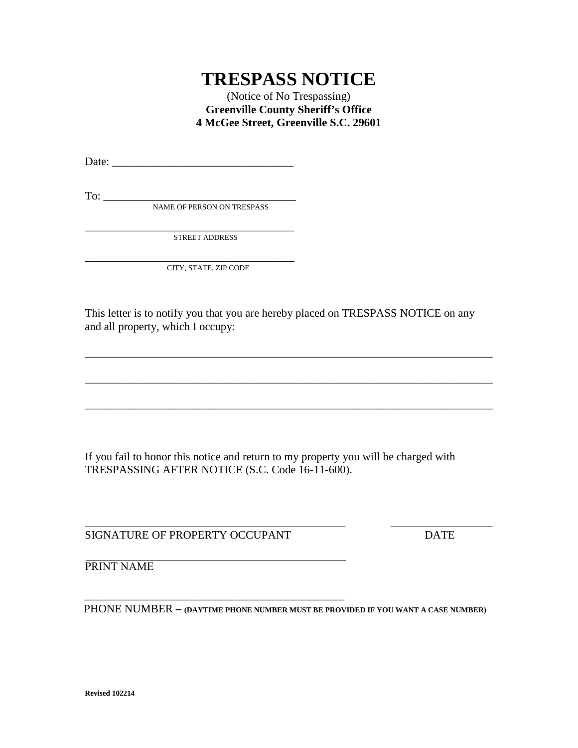# TRESPASS NOTICE

(Notice of No Trespassing)
**Greenville County Sheriff's Office**
**4 McGee Street, Greenville S.C. 29601**

Date: _______________________________

To: _________________________________
NAME OF PERSON ON TRESPASS

____________________________________
STREET ADDRESS

____________________________________
CITY, STATE, ZIP CODE

This letter is to notify you that you are hereby placed on TRESPASS NOTICE on any and all property, which I occupy:

______________________________________________________________________

______________________________________________________________________

______________________________________________________________________

If you fail to honor this notice and return to my property you will be charged with TRESPASSING AFTER NOTICE (S.C. Code 16-11-600).

_____________________________________________ ________________
SIGNATURE OF PROPERTY OCCUPANT DATE

_____________________________________________
PRINT NAME

_____________________________________________
PHONE NUMBER – **(DAYTIME PHONE NUMBER MUST BE PROVIDED IF YOU WANT A CASE NUMBER)**

**Revised 102214**